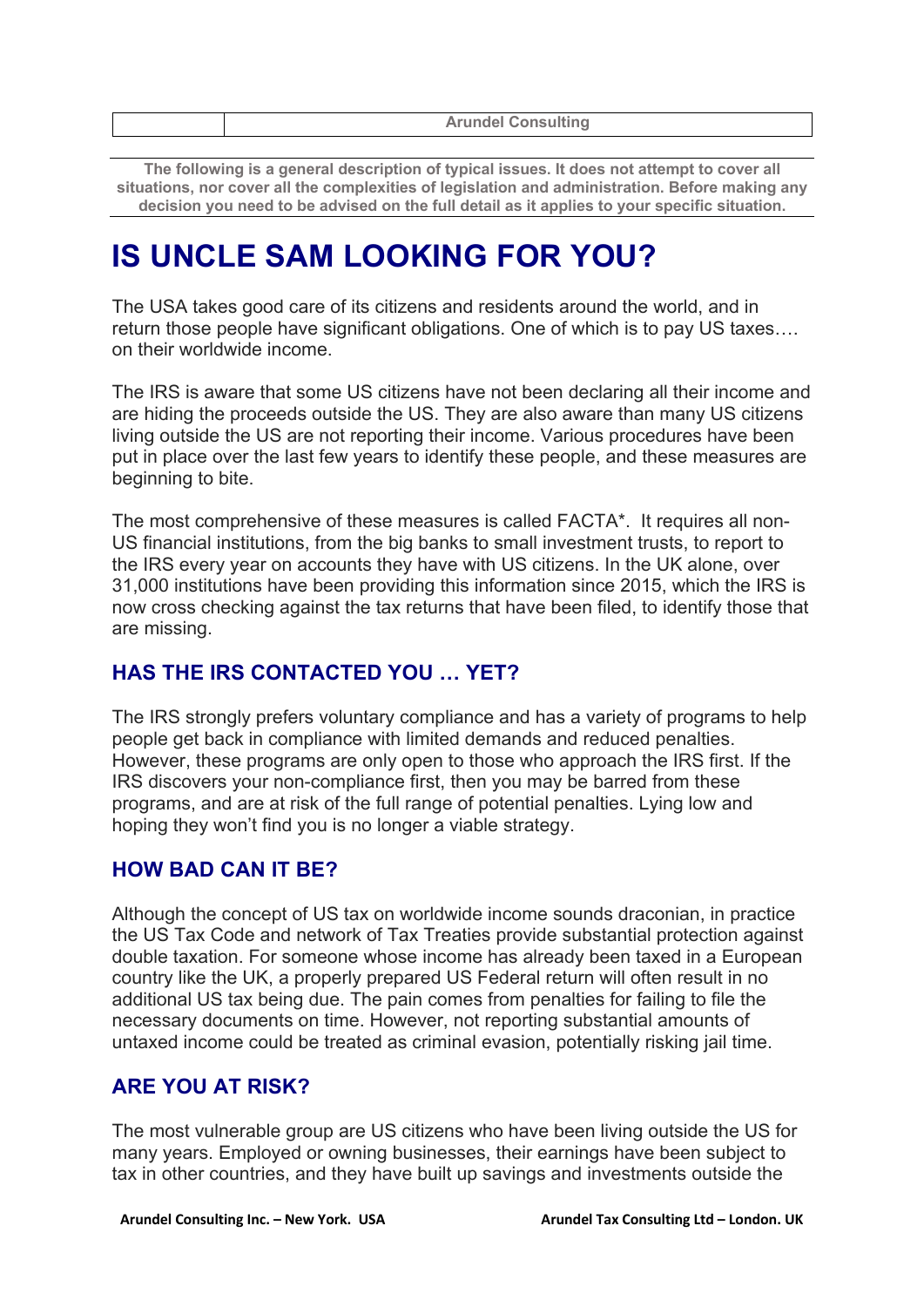| | Arundel Consulting |
|---|---|

**The following is a general description of typical issues. It does not attempt to cover all situations, nor cover all the complexities of legislation and administration. Before making any decision you need to be advised on the full detail as it applies to your specific situation.**

# IS UNCLE SAM LOOKING FOR YOU?

The USA takes good care of its citizens and residents around the world, and in return those people have significant obligations. One of which is to pay US taxes…. on their worldwide income.

The IRS is aware that some US citizens have not been declaring all their income and are hiding the proceeds outside the US. They are also aware than many US citizens living outside the US are not reporting their income. Various procedures have been put in place over the last few years to identify these people, and these measures are beginning to bite.

The most comprehensive of these measures is called FACTA*. It requires all non-US financial institutions, from the big banks to small investment trusts, to report to the IRS every year on accounts they have with US citizens. In the UK alone, over 31,000 institutions have been providing this information since 2015, which the IRS is now cross checking against the tax returns that have been filed, to identify those that are missing.

## HAS THE IRS CONTACTED YOU … YET?

The IRS strongly prefers voluntary compliance and has a variety of programs to help people get back in compliance with limited demands and reduced penalties. However, these programs are only open to those who approach the IRS first. If the IRS discovers your non-compliance first, then you may be barred from these programs, and are at risk of the full range of potential penalties. Lying low and hoping they won't find you is no longer a viable strategy.

## HOW BAD CAN IT BE?

Although the concept of US tax on worldwide income sounds draconian, in practice the US Tax Code and network of Tax Treaties provide substantial protection against double taxation. For someone whose income has already been taxed in a European country like the UK, a properly prepared US Federal return will often result in no additional US tax being due. The pain comes from penalties for failing to file the necessary documents on time. However, not reporting substantial amounts of untaxed income could be treated as criminal evasion, potentially risking jail time.

## ARE YOU AT RISK?

The most vulnerable group are US citizens who have been living outside the US for many years. Employed or owning businesses, their earnings have been subject to tax in other countries, and they have built up savings and investments outside the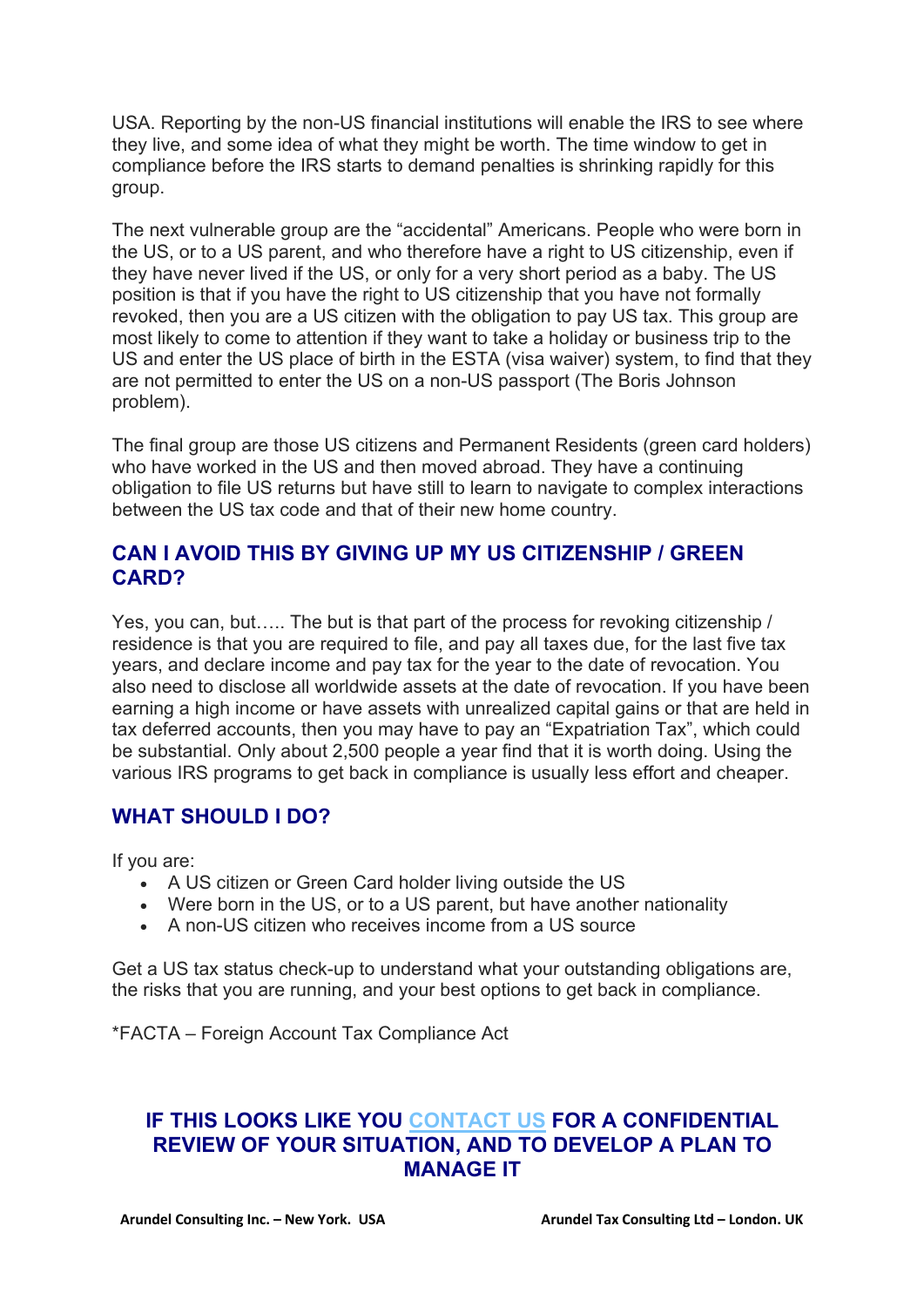USA. Reporting by the non-US financial institutions will enable the IRS to see where they live, and some idea of what they might be worth. The time window to get in compliance before the IRS starts to demand penalties is shrinking rapidly for this group.

The next vulnerable group are the "accidental" Americans. People who were born in the US, or to a US parent, and who therefore have a right to US citizenship, even if they have never lived if the US, or only for a very short period as a baby. The US position is that if you have the right to US citizenship that you have not formally revoked, then you are a US citizen with the obligation to pay US tax. This group are most likely to come to attention if they want to take a holiday or business trip to the US and enter the US place of birth in the ESTA (visa waiver) system, to find that they are not permitted to enter the US on a non-US passport (The Boris Johnson problem).

The final group are those US citizens and Permanent Residents (green card holders) who have worked in the US and then moved abroad. They have a continuing obligation to file US returns but have still to learn to navigate to complex interactions between the US tax code and that of their new home country.

## CAN I AVOID THIS BY GIVING UP MY US CITIZENSHIP / GREEN CARD?

Yes, you can, but….. The but is that part of the process for revoking citizenship / residence is that you are required to file, and pay all taxes due, for the last five tax years, and declare income and pay tax for the year to the date of revocation. You also need to disclose all worldwide assets at the date of revocation. If you have been earning a high income or have assets with unrealized capital gains or that are held in tax deferred accounts, then you may have to pay an "Expatriation Tax", which could be substantial. Only about 2,500 people a year find that it is worth doing. Using the various IRS programs to get back in compliance is usually less effort and cheaper.

## WHAT SHOULD I DO?

If you are:

- A US citizen or Green Card holder living outside the US
- Were born in the US, or to a US parent, but have another nationality
- A non-US citizen who receives income from a US source

Get a US tax status check-up to understand what your outstanding obligations are, the risks that you are running, and your best options to get back in compliance.

*FACTA – Foreign Account Tax Compliance Act

## IF THIS LOOKS LIKE YOU CONTACT US FOR A CONFIDENTIAL REVIEW OF YOUR SITUATION, AND TO DEVELOP A PLAN TO MANAGE IT

**Arundel Consulting Inc. – New York. USA** **Arundel Tax Consulting Ltd – London. UK**